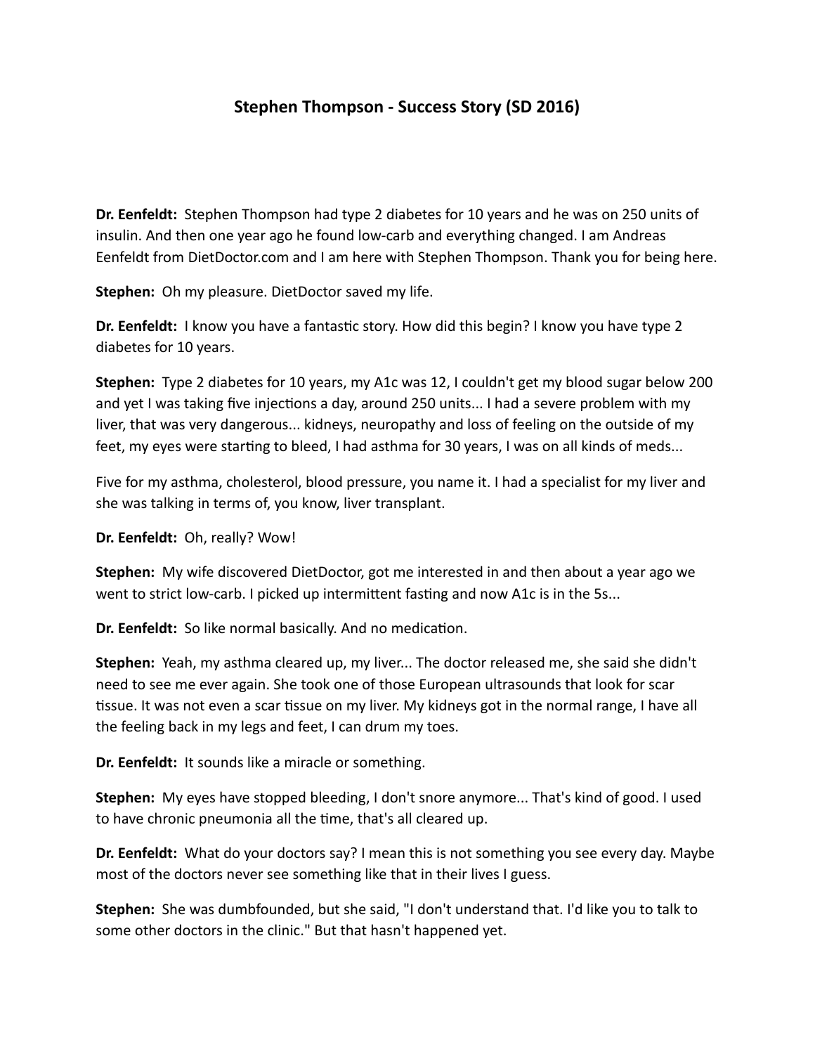# Stephen Thompson - Success Story (SD 2016)

**Dr. Eenfeldt:** Stephen Thompson had type 2 diabetes for 10 years and he was on 250 units of insulin. And then one year ago he found low-carb and everything changed. I am Andreas Eenfeldt from DietDoctor.com and I am here with Stephen Thompson. Thank you for being here.

**Stephen:** Oh my pleasure. DietDoctor saved my life.

**Dr. Eenfeldt:** I know you have a fantastic story. How did this begin? I know you have type 2 diabetes for 10 years.

**Stephen:** Type 2 diabetes for 10 years, my A1c was 12, I couldn't get my blood sugar below 200 and yet I was taking five injections a day, around 250 units... I had a severe problem with my liver, that was very dangerous... kidneys, neuropathy and loss of feeling on the outside of my feet, my eyes were starting to bleed, I had asthma for 30 years, I was on all kinds of meds...

Five for my asthma, cholesterol, blood pressure, you name it. I had a specialist for my liver and she was talking in terms of, you know, liver transplant.

**Dr. Eenfeldt:** Oh, really? Wow!

**Stephen:** My wife discovered DietDoctor, got me interested in and then about a year ago we went to strict low-carb. I picked up intermittent fasting and now A1c is in the 5s...

**Dr. Eenfeldt:** So like normal basically. And no medication.

**Stephen:** Yeah, my asthma cleared up, my liver... The doctor released me, she said she didn't need to see me ever again. She took one of those European ultrasounds that look for scar tissue. It was not even a scar tissue on my liver. My kidneys got in the normal range, I have all the feeling back in my legs and feet, I can drum my toes.

**Dr. Eenfeldt:** It sounds like a miracle or something.

**Stephen:** My eyes have stopped bleeding, I don't snore anymore... That's kind of good. I used to have chronic pneumonia all the time, that's all cleared up.

**Dr. Eenfeldt:** What do your doctors say? I mean this is not something you see every day. Maybe most of the doctors never see something like that in their lives I guess.

**Stephen:** She was dumbfounded, but she said, "I don't understand that. I'd like you to talk to some other doctors in the clinic." But that hasn't happened yet.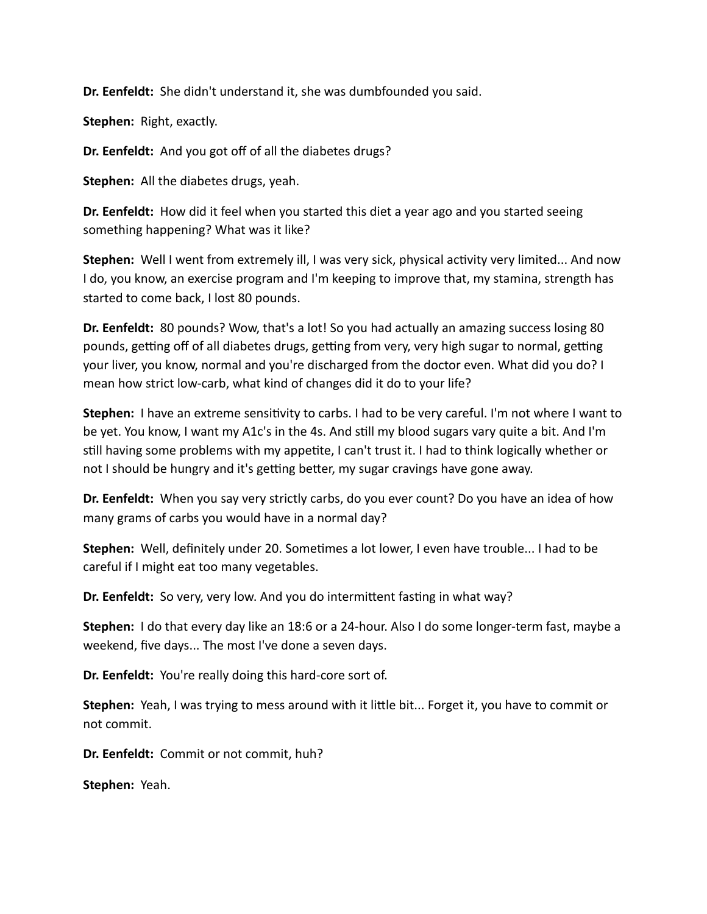**Dr. Eenfeldt:** She didn't understand it, she was dumbfounded you said.

**Stephen:** Right, exactly.

**Dr. Eenfeldt:** And you got off of all the diabetes drugs?

**Stephen:** All the diabetes drugs, yeah.

**Dr. Eenfeldt:** How did it feel when you started this diet a year ago and you started seeing something happening? What was it like?

**Stephen:** Well I went from extremely ill, I was very sick, physical activity very limited... And now I do, you know, an exercise program and I'm keeping to improve that, my stamina, strength has started to come back, I lost 80 pounds.

**Dr. Eenfeldt:** 80 pounds? Wow, that's a lot! So you had actually an amazing success losing 80 pounds, getting off of all diabetes drugs, getting from very, very high sugar to normal, getting your liver, you know, normal and you're discharged from the doctor even. What did you do? I mean how strict low-carb, what kind of changes did it do to your life?

**Stephen:** I have an extreme sensitivity to carbs. I had to be very careful. I'm not where I want to be yet. You know, I want my A1c's in the 4s. And still my blood sugars vary quite a bit. And I'm still having some problems with my appetite, I can't trust it. I had to think logically whether or not I should be hungry and it's getting better, my sugar cravings have gone away.

**Dr. Eenfeldt:** When you say very strictly carbs, do you ever count? Do you have an idea of how many grams of carbs you would have in a normal day?

**Stephen:** Well, definitely under 20. Sometimes a lot lower, I even have trouble... I had to be careful if I might eat too many vegetables.

**Dr. Eenfeldt:** So very, very low. And you do intermittent fasting in what way?

**Stephen:** I do that every day like an 18:6 or a 24-hour. Also I do some longer-term fast, maybe a weekend, five days... The most I've done a seven days.

**Dr. Eenfeldt:** You're really doing this hard-core sort of.

**Stephen:** Yeah, I was trying to mess around with it little bit... Forget it, you have to commit or not commit.

**Dr. Eenfeldt:** Commit or not commit, huh?

**Stephen:** Yeah.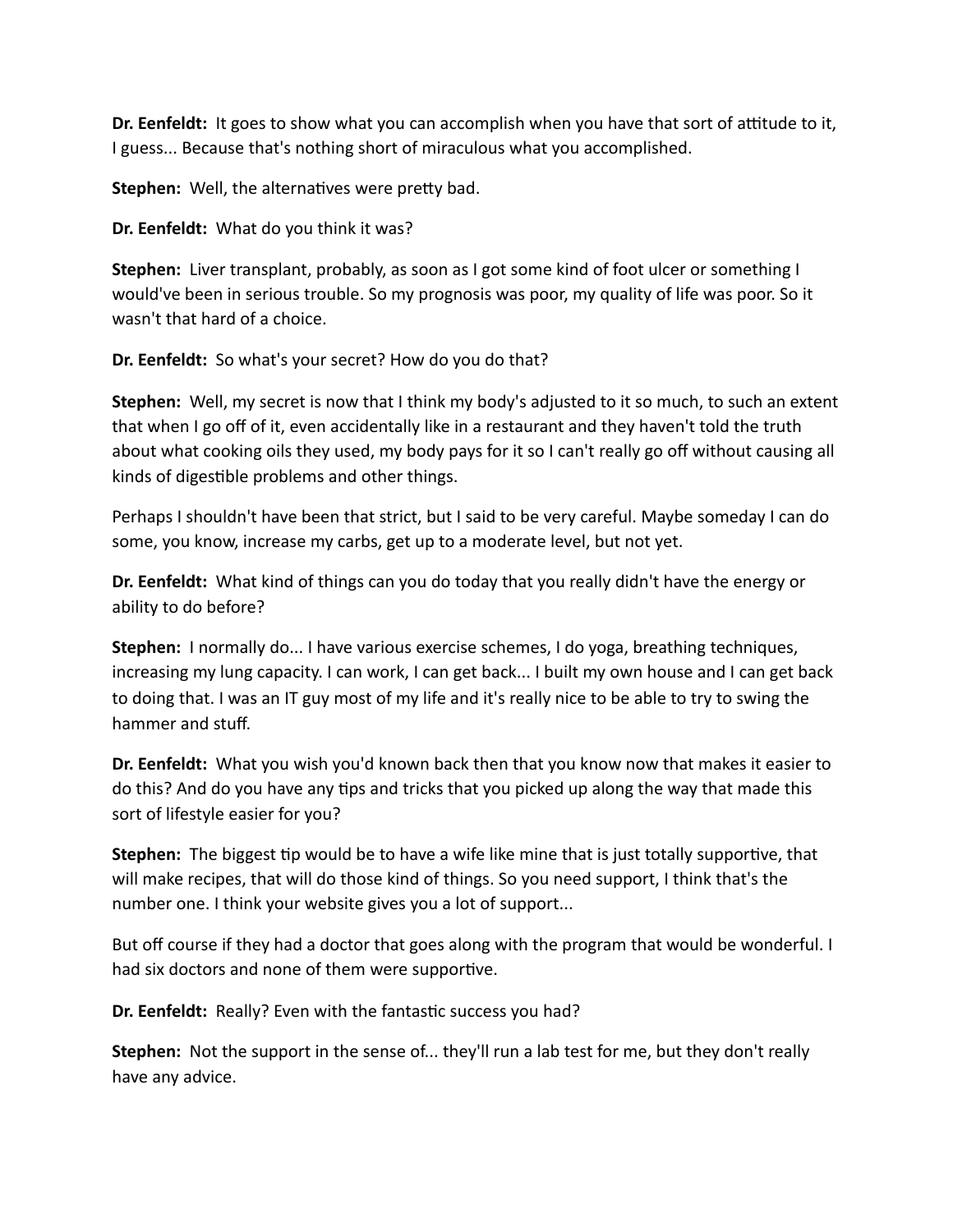**Dr. Eenfeldt:** It goes to show what you can accomplish when you have that sort of attitude to it, I guess... Because that's nothing short of miraculous what you accomplished.

**Stephen:** Well, the alternatives were pretty bad.

**Dr. Eenfeldt:** What do you think it was?

**Stephen:** Liver transplant, probably, as soon as I got some kind of foot ulcer or something I would've been in serious trouble. So my prognosis was poor, my quality of life was poor. So it wasn't that hard of a choice.

**Dr. Eenfeldt:** So what's your secret? How do you do that?

**Stephen:** Well, my secret is now that I think my body's adjusted to it so much, to such an extent that when I go off of it, even accidentally like in a restaurant and they haven't told the truth about what cooking oils they used, my body pays for it so I can't really go off without causing all kinds of digestible problems and other things.

Perhaps I shouldn't have been that strict, but I said to be very careful. Maybe someday I can do some, you know, increase my carbs, get up to a moderate level, but not yet.

**Dr. Eenfeldt:** What kind of things can you do today that you really didn't have the energy or ability to do before?

**Stephen:** I normally do... I have various exercise schemes, I do yoga, breathing techniques, increasing my lung capacity. I can work, I can get back... I built my own house and I can get back to doing that. I was an IT guy most of my life and it's really nice to be able to try to swing the hammer and stuff.

**Dr. Eenfeldt:** What you wish you'd known back then that you know now that makes it easier to do this? And do you have any tips and tricks that you picked up along the way that made this sort of lifestyle easier for you?

**Stephen:** The biggest tip would be to have a wife like mine that is just totally supportive, that will make recipes, that will do those kind of things. So you need support, I think that's the number one. I think your website gives you a lot of support...

But off course if they had a doctor that goes along with the program that would be wonderful. I had six doctors and none of them were supportive.

**Dr. Eenfeldt:** Really? Even with the fantastic success you had?

**Stephen:** Not the support in the sense of... they'll run a lab test for me, but they don't really have any advice.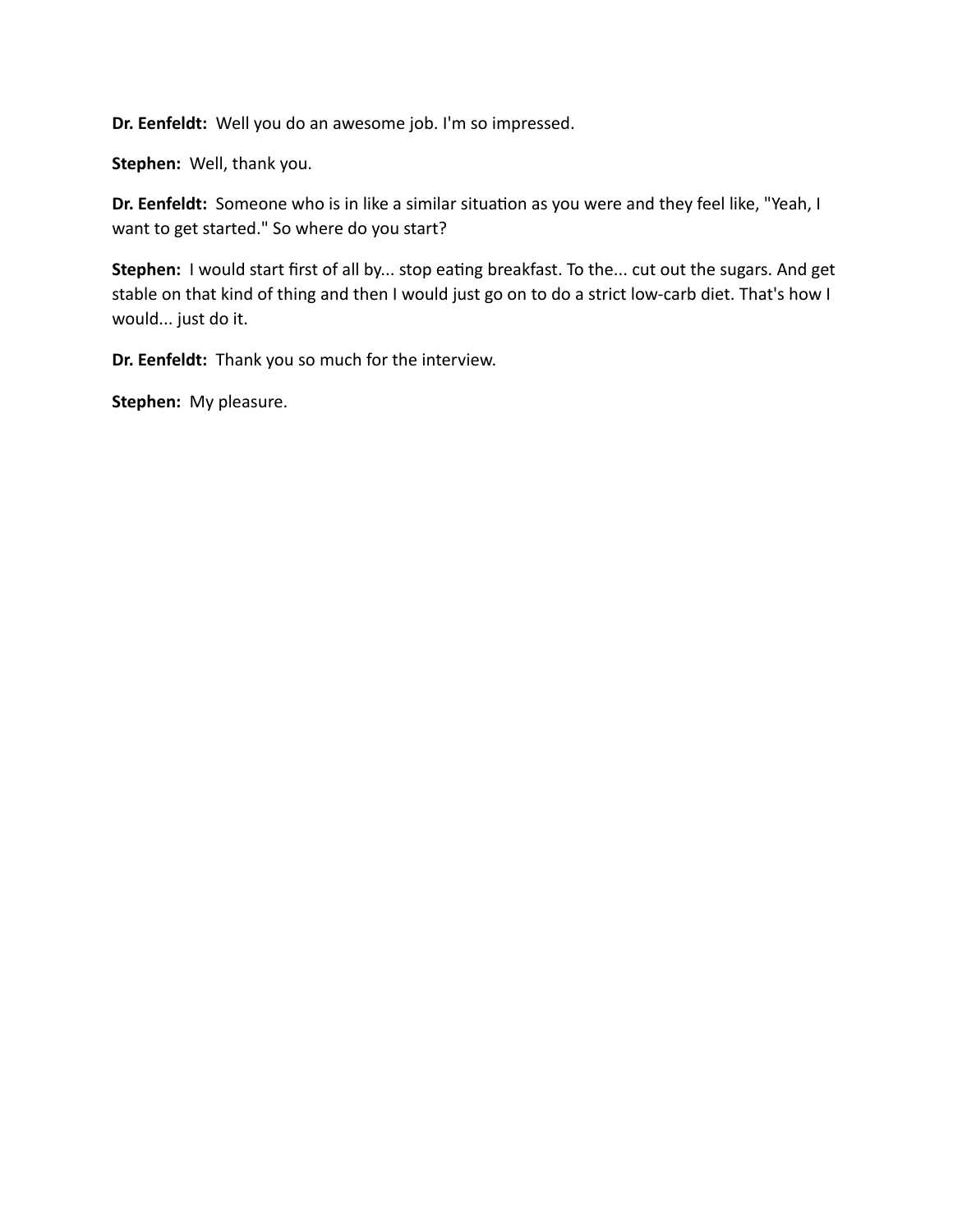**Dr. Eenfeldt:** Well you do an awesome job. I'm so impressed.

**Stephen:** Well, thank you.

**Dr. Eenfeldt:** Someone who is in like a similar situation as you were and they feel like, "Yeah, I want to get started." So where do you start?

**Stephen:** I would start first of all by... stop eating breakfast. To the... cut out the sugars. And get stable on that kind of thing and then I would just go on to do a strict low-carb diet. That's how I would... just do it.

**Dr. Eenfeldt:** Thank you so much for the interview.

**Stephen:** My pleasure.